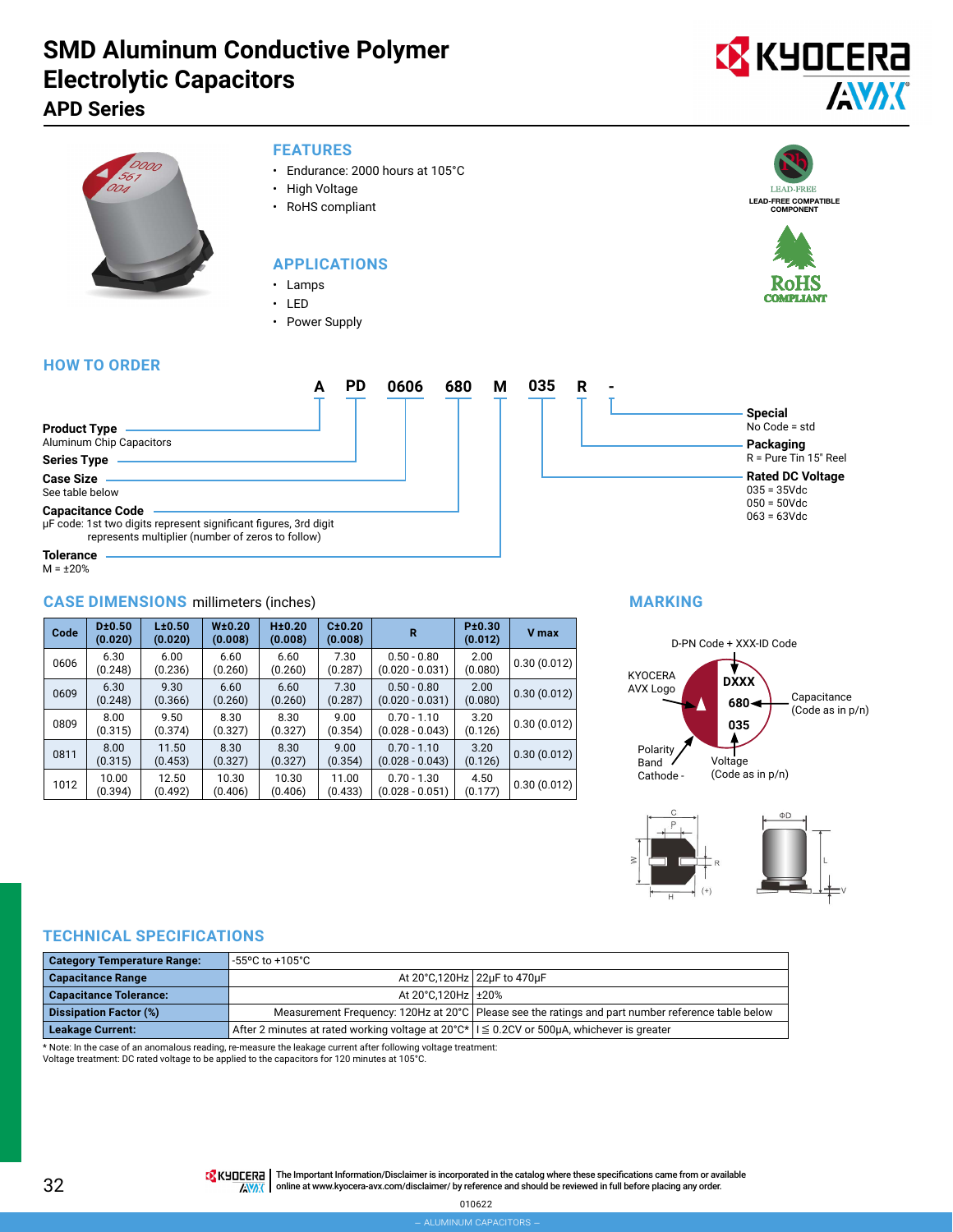# SMD Aluminum Conductive Polymer Electrolytic Capacitors

## APD Series

### FEATURES

- Endurance: 2000 hours at 105°C
- High Voltage
- RoHS compliant

### APPLICATIONS

- Lamps
- LED
- Power Supply

LEAD-FREE COMPATIBLE COMPONENT

RoHS COMPLIANT

## HOW TO ORDER

**A PD 0606 680 M 035 R -**

- **A — Product Type**: Aluminum Chip Capacitors
- **PD — Series Type**
- **0606 — Case Size**: See table below
- **680 — Capacitance Code**: µF code: 1st two digits represent significant figures, 3rd digit represents multiplier (number of zeros to follow)
- **M — Tolerance**: M = ±20%
- **035 — Rated DC Voltage**: 035 = 35Vdc, 050 = 50Vdc, 063 = 63Vdc
- **R — Packaging**: R = Pure Tin 15" Reel
- **- — Special**: No Code = std

## CASE DIMENSIONS millimeters (inches)

| Code | D±0.50 (0.020) | L±0.50 (0.020) | W±0.20 (0.008) | H±0.20 (0.008) | C±0.20 (0.008) | R | P±0.30 (0.012) | V max |
|---|---|---|---|---|---|---|---|---|
| 0606 | 6.30 (0.248) | 6.00 (0.236) | 6.60 (0.260) | 6.60 (0.260) | 7.30 (0.287) | 0.50 - 0.80 (0.020 - 0.031) | 2.00 (0.080) | 0.30 (0.012) |
| 0609 | 6.30 (0.248) | 9.30 (0.366) | 6.60 (0.260) | 6.60 (0.260) | 7.30 (0.287) | 0.50 - 0.80 (0.020 - 0.031) | 2.00 (0.080) | 0.30 (0.012) |
| 0809 | 8.00 (0.315) | 9.50 (0.374) | 8.30 (0.327) | 8.30 (0.327) | 9.00 (0.354) | 0.70 - 1.10 (0.028 - 0.043) | 3.20 (0.126) | 0.30 (0.012) |
| 0811 | 8.00 (0.315) | 11.50 (0.453) | 8.30 (0.327) | 8.30 (0.327) | 9.00 (0.354) | 0.70 - 1.10 (0.028 - 0.043) | 3.20 (0.126) | 0.30 (0.012) |
| 1012 | 10.00 (0.394) | 12.50 (0.492) | 10.30 (0.406) | 10.30 (0.406) | 11.00 (0.433) | 0.70 - 1.30 (0.028 - 0.051) | 4.50 (0.177) | 0.30 (0.012) |

## MARKING

- D-PN Code + XXX-ID Code: DXXX
- KYOCERA AVX Logo
- Capacitance (Code as in p/n): 680
- Voltage (Code as in p/n): 035
- Polarity Band Cathode -

## TECHNICAL SPECIFICATIONS

| | | |
|---|---|---|
| **Category Temperature Range:** | -55ºC to +105ºC | |
| **Capacitance Range** | At 20°C,120Hz | 22µF to 470µF |
| **Capacitance Tolerance:** | At 20°C,120Hz | ±20% |
| **Dissipation Factor (%)** | Measurement Frequency: 120Hz at 20°C | Please see the ratings and part number reference table below |
| **Leakage Current:** | After 2 minutes at rated working voltage at 20°C* | I ≦ 0.2CV or 500µA, whichever is greater |

* Note: In the case of an anomalous reading, re-measure the leakage current after following voltage treatment:
Voltage treatment: DC rated voltage to be applied to the capacitors for 120 minutes at 105°C.

The Important Information/Disclaimer is incorporated in the catalog where these specifications came from or available online at www.kyocera-avx.com/disclaimer/ by reference and should be reviewed in full before placing any order.

010622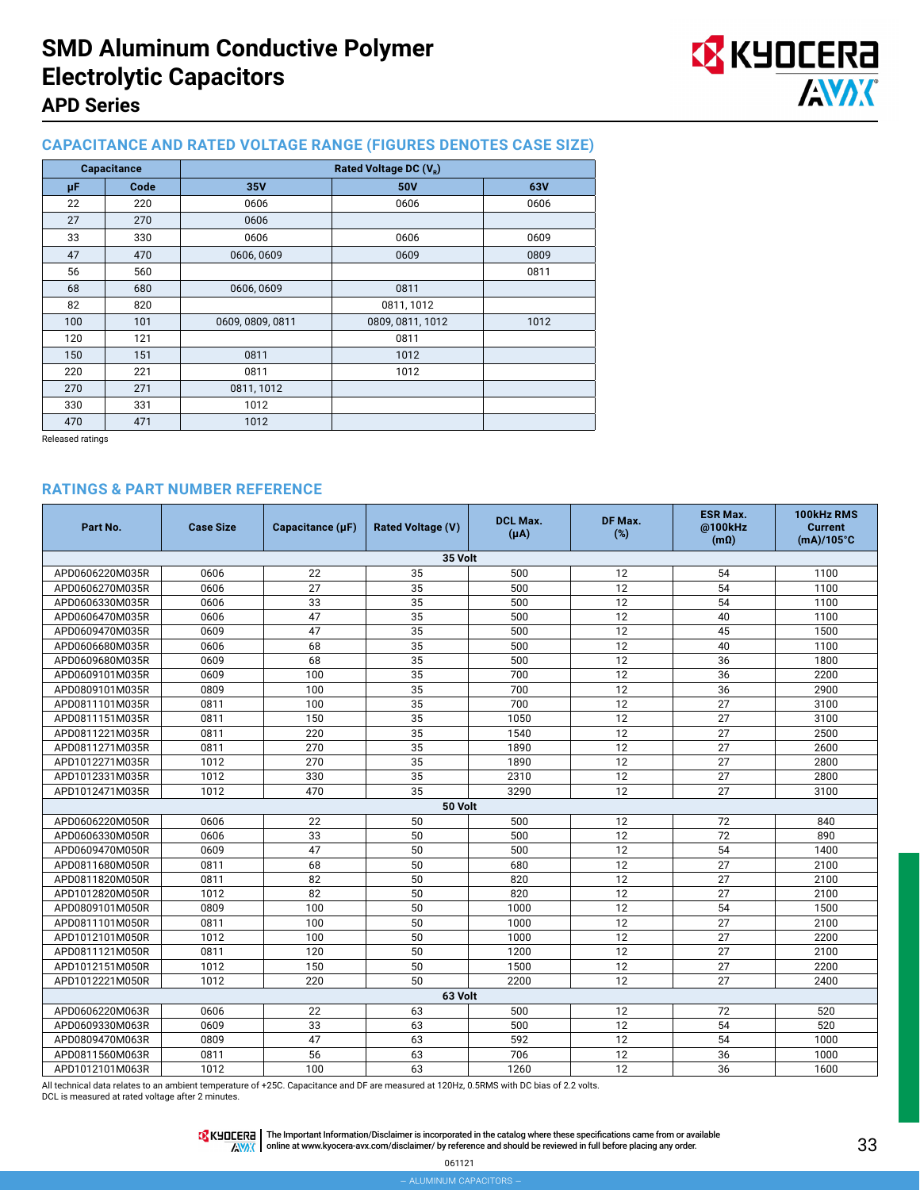# SMD Aluminum Conductive Polymer Electrolytic Capacitors

## APD Series

### CAPACITANCE AND RATED VOLTAGE RANGE (FIGURES DENOTES CASE SIZE)

| Capacitance | | Rated Voltage DC ($V_R$) | | |
|---|---|---|---|---|
| μF | Code | 35V | 50V | 63V |
| 22 | 220 | 0606 | 0606 | 0606 |
| 27 | 270 | 0606 | | |
| 33 | 330 | 0606 | 0606 | 0609 |
| 47 | 470 | 0606, 0609 | 0609 | 0809 |
| 56 | 560 | | | 0811 |
| 68 | 680 | 0606, 0609 | 0811 | |
| 82 | 820 | | 0811, 1012 | |
| 100 | 101 | 0609, 0809, 0811 | 0809, 0811, 1012 | 1012 |
| 120 | 121 | | 0811 | |
| 150 | 151 | 0811 | 1012 | |
| 220 | 221 | 0811 | 1012 | |
| 270 | 271 | 0811, 1012 | | |
| 330 | 331 | 1012 | | |
| 470 | 471 | 1012 | | |

Released ratings

### RATINGS & PART NUMBER REFERENCE

| Part No. | Case Size | Capacitance (μF) | Rated Voltage (V) | DCL Max. (μA) | DF Max. (%) | ESR Max. @100kHz (mΩ) | 100kHz RMS Current (mA)/105°C |
|---|---|---|---|---|---|---|---|
| **35 Volt** | | | | | | | |
| APD0606220M035R | 0606 | 22 | 35 | 500 | 12 | 54 | 1100 |
| APD0606270M035R | 0606 | 27 | 35 | 500 | 12 | 54 | 1100 |
| APD0606330M035R | 0606 | 33 | 35 | 500 | 12 | 54 | 1100 |
| APD0606470M035R | 0606 | 47 | 35 | 500 | 12 | 40 | 1100 |
| APD0609470M035R | 0609 | 47 | 35 | 500 | 12 | 45 | 1500 |
| APD0606680M035R | 0606 | 68 | 35 | 500 | 12 | 40 | 1100 |
| APD0609680M035R | 0609 | 68 | 35 | 500 | 12 | 36 | 1800 |
| APD0609101M035R | 0609 | 100 | 35 | 700 | 12 | 36 | 2200 |
| APD0809101M035R | 0809 | 100 | 35 | 700 | 12 | 36 | 2900 |
| APD0811101M035R | 0811 | 100 | 35 | 700 | 12 | 27 | 3100 |
| APD0811151M035R | 0811 | 150 | 35 | 1050 | 12 | 27 | 3100 |
| APD0811221M035R | 0811 | 220 | 35 | 1540 | 12 | 27 | 2500 |
| APD0811271M035R | 0811 | 270 | 35 | 1890 | 12 | 27 | 2600 |
| APD1012271M035R | 1012 | 270 | 35 | 1890 | 12 | 27 | 2800 |
| APD1012331M035R | 1012 | 330 | 35 | 2310 | 12 | 27 | 2800 |
| APD1012471M035R | 1012 | 470 | 35 | 3290 | 12 | 27 | 3100 |
| **50 Volt** | | | | | | | |
| APD0606220M050R | 0606 | 22 | 50 | 500 | 12 | 72 | 840 |
| APD0606330M050R | 0606 | 33 | 50 | 500 | 12 | 72 | 890 |
| APD0609470M050R | 0609 | 47 | 50 | 500 | 12 | 54 | 1400 |
| APD0811680M050R | 0811 | 68 | 50 | 680 | 12 | 27 | 2100 |
| APD0811820M050R | 0811 | 82 | 50 | 820 | 12 | 27 | 2100 |
| APD1012820M050R | 1012 | 82 | 50 | 820 | 12 | 27 | 2100 |
| APD0809101M050R | 0809 | 100 | 50 | 1000 | 12 | 54 | 1500 |
| APD0811101M050R | 0811 | 100 | 50 | 1000 | 12 | 27 | 2100 |
| APD1012101M050R | 1012 | 100 | 50 | 1000 | 12 | 27 | 2200 |
| APD0811121M050R | 0811 | 120 | 50 | 1200 | 12 | 27 | 2100 |
| APD1012151M050R | 1012 | 150 | 50 | 1500 | 12 | 27 | 2200 |
| APD1012221M050R | 1012 | 220 | 50 | 2200 | 12 | 27 | 2400 |
| **63 Volt** | | | | | | | |
| APD0606220M063R | 0606 | 22 | 63 | 500 | 12 | 72 | 520 |
| APD0609330M063R | 0609 | 33 | 63 | 500 | 12 | 54 | 520 |
| APD0809470M063R | 0809 | 47 | 63 | 592 | 12 | 54 | 1000 |
| APD0811560M063R | 0811 | 56 | 63 | 706 | 12 | 36 | 1000 |
| APD1012101M063R | 1012 | 100 | 63 | 1260 | 12 | 36 | 1600 |

All technical data relates to an ambient temperature of +25C. Capacitance and DF are measured at 120Hz, 0.5RMS with DC bias of 2.2 volts.
DCL is measured at rated voltage after 2 minutes.

The Important Information/Disclaimer is incorporated in the catalog where these specifications came from or available online at www.kyocera-avx.com/disclaimer/ by reference and should be reviewed in full before placing any order.

061121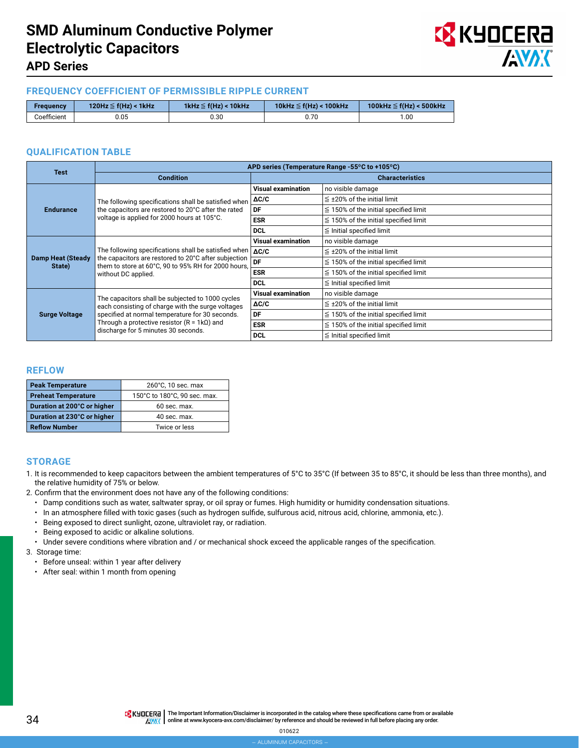# SMD Aluminum Conductive Polymer Electrolytic Capacitors

## APD Series

### FREQUENCY COEFFICIENT OF PERMISSIBLE RIPPLE CURRENT

| Frequency | 120Hz ≦ f(Hz) < 1kHz | 1kHz ≦ f(Hz) < 10kHz | 10kHz ≦ f(Hz) < 100kHz | 100kHz ≦ f(Hz) < 500kHz |
|---|---|---|---|---|
| Coefficient | 0.05 | 0.30 | 0.70 | 1.00 |

### QUALIFICATION TABLE

| Test | APD series (Temperature Range -55°C to +105°C) | | |
|---|---|---|---|
| | Condition | Characteristics | |
| Endurance | The following specifications shall be satisfied when the capacitors are restored to 20°C after the rated voltage is applied for 2000 hours at 105°C. | Visual examination | no visible damage |
| | | ΔC/C | ≦ ±20% of the initial limit |
| | | DF | ≦ 150% of the initial specified limit |
| | | ESR | ≦ 150% of the initial specified limit |
| | | DCL | ≦ Initial specified limit |
| Damp Heat (Steady State) | The following specifications shall be satisfied when the capacitors are restored to 20°C after subjection them to store at 60°C, 90 to 95% RH for 2000 hours, without DC applied. | Visual examination | no visible damage |
| | | ΔC/C | ≦ ±20% of the initial limit |
| | | DF | ≦ 150% of the initial specified limit |
| | | ESR | ≦ 150% of the initial specified limit |
| | | DCL | ≦ Initial specified limit |
| Surge Voltage | The capacitors shall be subjected to 1000 cycles each consisting of charge with the surge voltages specified at normal temperature for 30 seconds. Through a protective resistor (R = 1kΩ) and discharge for 5 minutes 30 seconds. | Visual examination | no visible damage |
| | | ΔC/C | ≦ ±20% of the initial limit |
| | | DF | ≦ 150% of the initial specified limit |
| | | ESR | ≦ 150% of the initial specified limit |
| | | DCL | ≦ Initial specified limit |

### REFLOW

| Peak Temperature | 260°C, 10 sec. max |
|---|---|
| Preheat Temperature | 150°C to 180°C, 90 sec. max. |
| Duration at 200°C or higher | 60 sec. max. |
| Duration at 230°C or higher | 40 sec. max. |
| Reflow Number | Twice or less |

### STORAGE

1. It is recommended to keep capacitors between the ambient temperatures of 5°C to 35°C (If between 35 to 85°C, it should be less than three months), and the relative humidity of 75% or below.
2. Confirm that the environment does not have any of the following conditions:
   - Damp conditions such as water, saltwater spray, or oil spray or fumes. High humidity or humidity condensation situations.
   - In an atmosphere filled with toxic gases (such as hydrogen sulfide, sulfurous acid, nitrous acid, chlorine, ammonia, etc.).
   - Being exposed to direct sunlight, ozone, ultraviolet ray, or radiation.
   - Being exposed to acidic or alkaline solutions.
   - Under severe conditions where vibration and / or mechanical shock exceed the applicable ranges of the specification.
3. Storage time:
   - Before unseal: within 1 year after delivery
   - After seal: within 1 month from opening

The Important Information/Disclaimer is incorporated in the catalog where these specifications came from or available online at www.kyocera-avx.com/disclaimer/ by reference and should be reviewed in full before placing any order.

010622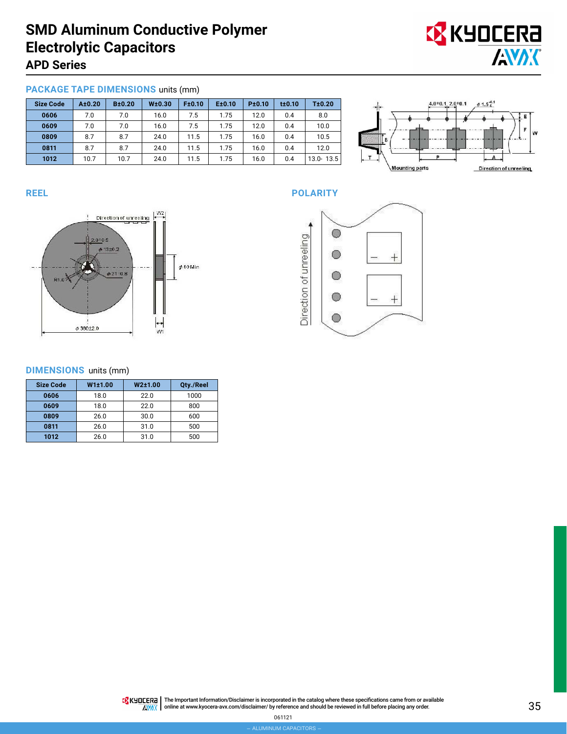# SMD Aluminum Conductive Polymer Electrolytic Capacitors

## APD Series

### PACKAGE TAPE DIMENSIONS units (mm)

| Size Code | A±0.20 | B±0.20 | W±0.30 | F±0.10 | E±0.10 | P±0.10 | t±0.10 | T±0.20 |
|---|---|---|---|---|---|---|---|---|
| 0606 | 7.0 | 7.0 | 16.0 | 7.5 | 1.75 | 12.0 | 0.4 | 8.0 |
| 0609 | 7.0 | 7.0 | 16.0 | 7.5 | 1.75 | 12.0 | 0.4 | 10.0 |
| 0809 | 8.7 | 8.7 | 24.0 | 11.5 | 1.75 | 16.0 | 0.4 | 10.5 |
| 0811 | 8.7 | 8.7 | 24.0 | 11.5 | 1.75 | 16.0 | 0.4 | 12.0 |
| 1012 | 10.7 | 10.7 | 24.0 | 11.5 | 1.75 | 16.0 | 0.4 | 13.0- 13.5 |

4.0±0.1
2.0±0.1
ϕ 1.5
E
F
W
B
T
P
A
Mounting parts
Direction of unreeling

### REEL

Direction of unreeling
W2
2.0±0.5
ϕ 13±0.2
ϕ 21±0.8
R1.0
ϕ 50 Min
ϕ 380±2.0
W1

### POLARITY

Direction of unreeling
– +
– +

### DIMENSIONS units (mm)

| Size Code | W1±1.00 | W2±1.00 | Qty./Reel |
|---|---|---|---|
| 0606 | 18.0 | 22.0 | 1000 |
| 0609 | 18.0 | 22.0 | 800 |
| 0809 | 26.0 | 30.0 | 600 |
| 0811 | 26.0 | 31.0 | 500 |
| 1012 | 26.0 | 31.0 | 500 |

The Important Information/Disclaimer is incorporated in the catalog where these specifications came from or available online at www.kyocera-avx.com/disclaimer/ by reference and should be reviewed in full before placing any order.

061121